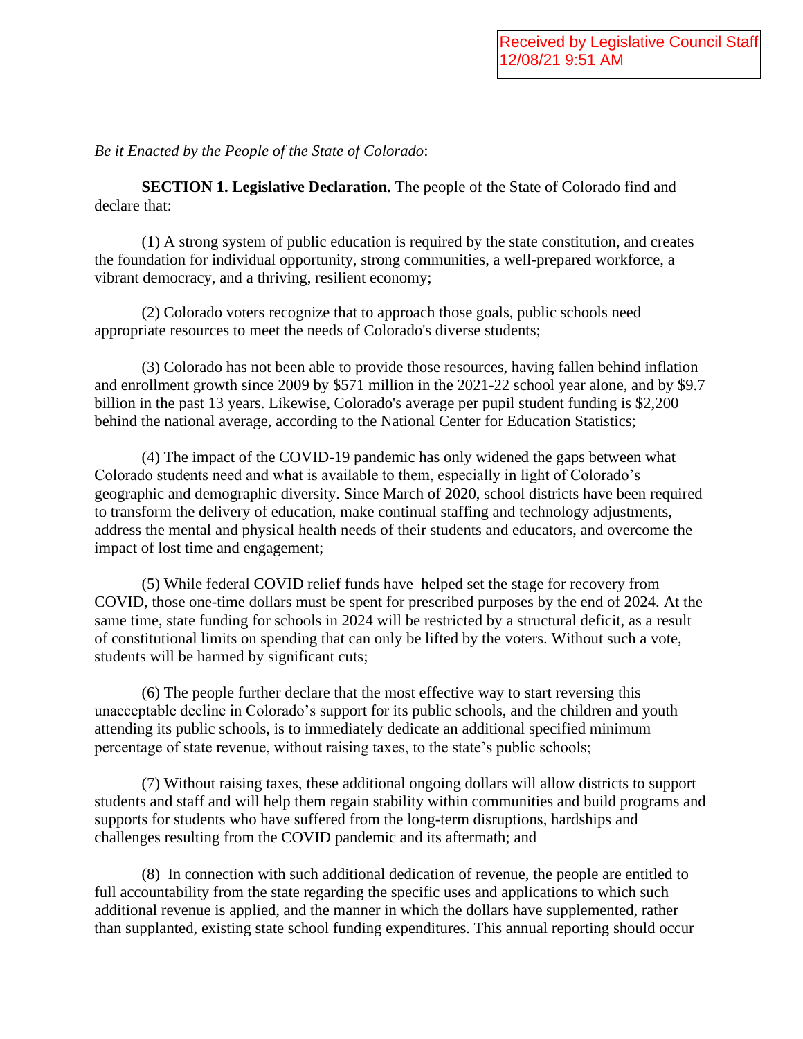Received by Legislative Council Staff
12/08/21 9:51 AM

*Be it Enacted by the People of the State of Colorado*:

**SECTION 1. Legislative Declaration.** The people of the State of Colorado find and declare that:

(1) A strong system of public education is required by the state constitution, and creates the foundation for individual opportunity, strong communities, a well-prepared workforce, a vibrant democracy, and a thriving, resilient economy;

(2) Colorado voters recognize that to approach those goals, public schools need appropriate resources to meet the needs of Colorado's diverse students;

(3) Colorado has not been able to provide those resources, having fallen behind inflation and enrollment growth since 2009 by $571 million in the 2021-22 school year alone, and by $9.7 billion in the past 13 years. Likewise, Colorado's average per pupil student funding is $2,200 behind the national average, according to the National Center for Education Statistics;

(4) The impact of the COVID-19 pandemic has only widened the gaps between what Colorado students need and what is available to them, especially in light of Colorado's geographic and demographic diversity. Since March of 2020, school districts have been required to transform the delivery of education, make continual staffing and technology adjustments, address the mental and physical health needs of their students and educators, and overcome the impact of lost time and engagement;

(5) While federal COVID relief funds have helped set the stage for recovery from COVID, those one-time dollars must be spent for prescribed purposes by the end of 2024. At the same time, state funding for schools in 2024 will be restricted by a structural deficit, as a result of constitutional limits on spending that can only be lifted by the voters. Without such a vote, students will be harmed by significant cuts;

(6) The people further declare that the most effective way to start reversing this unacceptable decline in Colorado's support for its public schools, and the children and youth attending its public schools, is to immediately dedicate an additional specified minimum percentage of state revenue, without raising taxes, to the state's public schools;

(7) Without raising taxes, these additional ongoing dollars will allow districts to support students and staff and will help them regain stability within communities and build programs and supports for students who have suffered from the long-term disruptions, hardships and challenges resulting from the COVID pandemic and its aftermath; and

(8) In connection with such additional dedication of revenue, the people are entitled to full accountability from the state regarding the specific uses and applications to which such additional revenue is applied, and the manner in which the dollars have supplemented, rather than supplanted, existing state school funding expenditures. This annual reporting should occur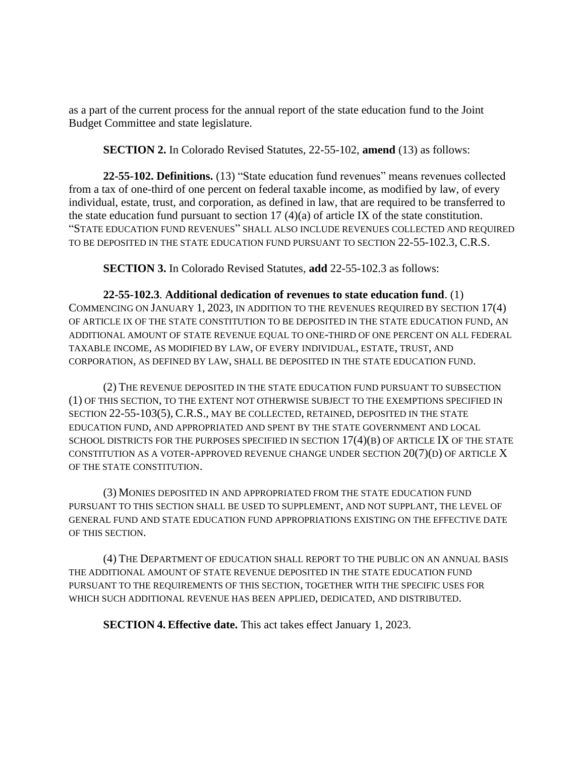as a part of the current process for the annual report of the state education fund to the Joint Budget Committee and state legislature.

**SECTION 2.** In Colorado Revised Statutes, 22-55-102, **amend** (13) as follows:

**22-55-102. Definitions.** (13) "State education fund revenues" means revenues collected from a tax of one-third of one percent on federal taxable income, as modified by law, of every individual, estate, trust, and corporation, as defined in law, that are required to be transferred to the state education fund pursuant to section 17 (4)(a) of article IX of the state constitution. "STATE EDUCATION FUND REVENUES" SHALL ALSO INCLUDE REVENUES COLLECTED AND REQUIRED TO BE DEPOSITED IN THE STATE EDUCATION FUND PURSUANT TO SECTION 22-55-102.3, C.R.S.

**SECTION 3.** In Colorado Revised Statutes, **add** 22-55-102.3 as follows:

**22-55-102.3**. **Additional dedication of revenues to state education fund**. (1) COMMENCING ON JANUARY 1, 2023, IN ADDITION TO THE REVENUES REQUIRED BY SECTION 17(4) OF ARTICLE IX OF THE STATE CONSTITUTION TO BE DEPOSITED IN THE STATE EDUCATION FUND, AN ADDITIONAL AMOUNT OF STATE REVENUE EQUAL TO ONE-THIRD OF ONE PERCENT ON ALL FEDERAL TAXABLE INCOME, AS MODIFIED BY LAW, OF EVERY INDIVIDUAL, ESTATE, TRUST, AND CORPORATION, AS DEFINED BY LAW, SHALL BE DEPOSITED IN THE STATE EDUCATION FUND.

(2) THE REVENUE DEPOSITED IN THE STATE EDUCATION FUND PURSUANT TO SUBSECTION (1) OF THIS SECTION, TO THE EXTENT NOT OTHERWISE SUBJECT TO THE EXEMPTIONS SPECIFIED IN SECTION 22-55-103(5), C.R.S., MAY BE COLLECTED, RETAINED, DEPOSITED IN THE STATE EDUCATION FUND, AND APPROPRIATED AND SPENT BY THE STATE GOVERNMENT AND LOCAL SCHOOL DISTRICTS FOR THE PURPOSES SPECIFIED IN SECTION 17(4)(B) OF ARTICLE IX OF THE STATE CONSTITUTION AS A VOTER-APPROVED REVENUE CHANGE UNDER SECTION 20(7)(D) OF ARTICLE X OF THE STATE CONSTITUTION.

(3) MONIES DEPOSITED IN AND APPROPRIATED FROM THE STATE EDUCATION FUND PURSUANT TO THIS SECTION SHALL BE USED TO SUPPLEMENT, AND NOT SUPPLANT, THE LEVEL OF GENERAL FUND AND STATE EDUCATION FUND APPROPRIATIONS EXISTING ON THE EFFECTIVE DATE OF THIS SECTION.

(4) THE DEPARTMENT OF EDUCATION SHALL REPORT TO THE PUBLIC ON AN ANNUAL BASIS THE ADDITIONAL AMOUNT OF STATE REVENUE DEPOSITED IN THE STATE EDUCATION FUND PURSUANT TO THE REQUIREMENTS OF THIS SECTION, TOGETHER WITH THE SPECIFIC USES FOR WHICH SUCH ADDITIONAL REVENUE HAS BEEN APPLIED, DEDICATED, AND DISTRIBUTED.

**SECTION 4. Effective date.** This act takes effect January 1, 2023.